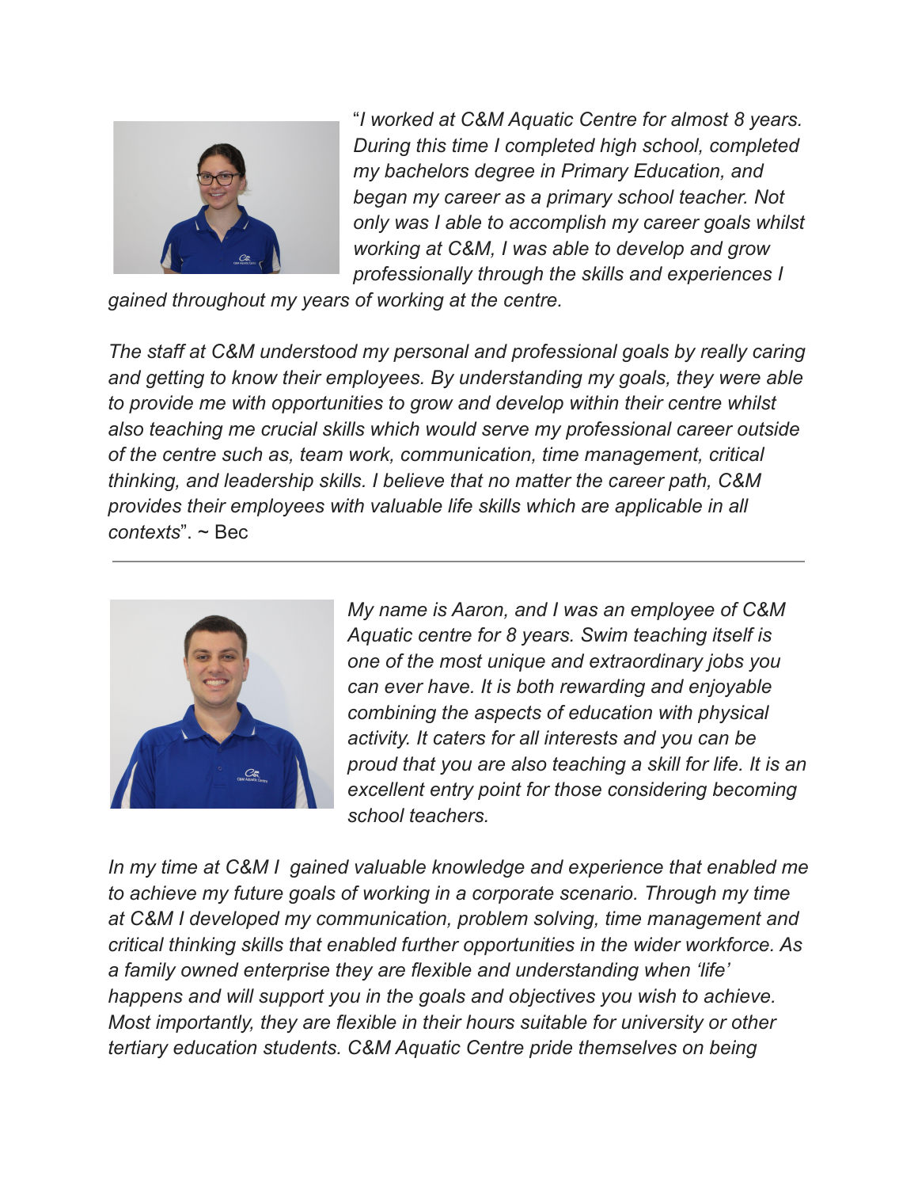"*I worked at C&M Aquatic Centre for almost 8 years. During this time I completed high school, completed my bachelors degree in Primary Education, and began my career as a primary school teacher. Not only was I able to accomplish my career goals whilst working at C&M, I was able to develop and grow professionally through the skills and experiences I gained throughout my years of working at the centre.*

*The staff at C&M understood my personal and professional goals by really caring and getting to know their employees. By understanding my goals, they were able to provide me with opportunities to grow and develop within their centre whilst also teaching me crucial skills which would serve my professional career outside of the centre such as, team work, communication, time management, critical thinking, and leadership skills. I believe that no matter the career path, C&M provides their employees with valuable life skills which are applicable in all contexts*". ~ Bec

---

*My name is Aaron, and I was an employee of C&M Aquatic centre for 8 years. Swim teaching itself is one of the most unique and extraordinary jobs you can ever have. It is both rewarding and enjoyable combining the aspects of education with physical activity. It caters for all interests and you can be proud that you are also teaching a skill for life. It is an excellent entry point for those considering becoming school teachers.*

*In my time at C&M I gained valuable knowledge and experience that enabled me to achieve my future goals of working in a corporate scenario. Through my time at C&M I developed my communication, problem solving, time management and critical thinking skills that enabled further opportunities in the wider workforce. As a family owned enterprise they are flexible and understanding when 'life' happens and will support you in the goals and objectives you wish to achieve. Most importantly, they are flexible in their hours suitable for university or other tertiary education students. C&M Aquatic Centre pride themselves on being*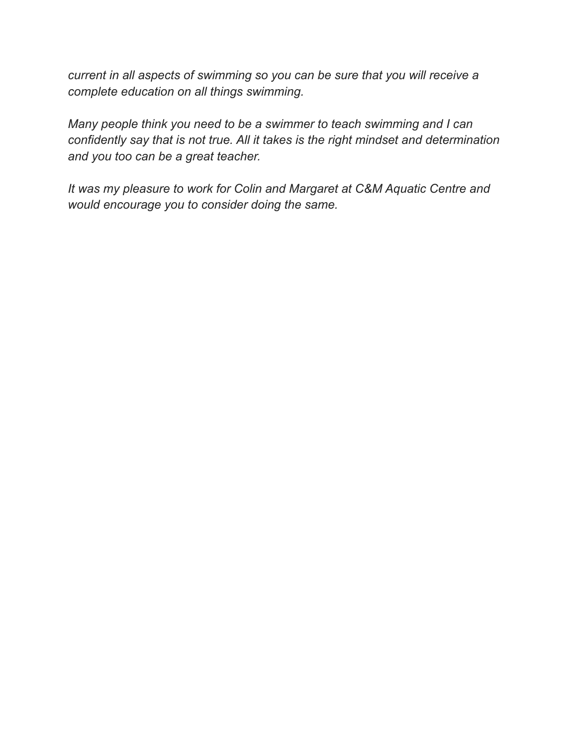*current in all aspects of swimming so you can be sure that you will receive a complete education on all things swimming.*

*Many people think you need to be a swimmer to teach swimming and I can confidently say that is not true. All it takes is the right mindset and determination and you too can be a great teacher.*

*It was my pleasure to work for Colin and Margaret at C&M Aquatic Centre and would encourage you to consider doing the same.*